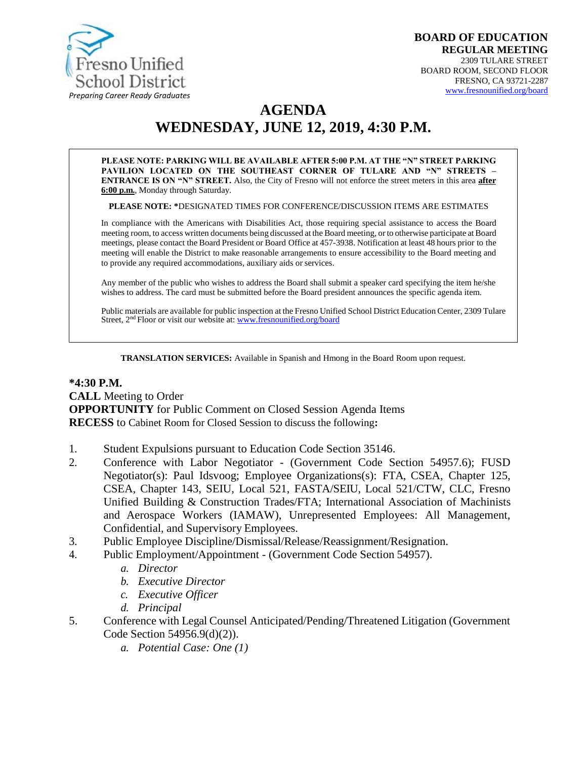Fresno Unified School District

*Preparing Career Ready Graduates*

**BOARD OF EDUCATION**
**REGULAR MEETING**
2309 TULARE STREET
BOARD ROOM, SECOND FLOOR
FRESNO, CA 93721-2287
www.fresnounified.org/board

# AGENDA
# WEDNESDAY, JUNE 12, 2019, 4:30 P.M.

**PLEASE NOTE: PARKING WILL BE AVAILABLE AFTER 5:00 P.M. AT THE "N" STREET PARKING PAVILION LOCATED ON THE SOUTHEAST CORNER OF TULARE AND "N" STREETS – ENTRANCE IS ON "N" STREET.** Also, the City of Fresno will not enforce the street meters in this area **after 6:00 p.m.**, Monday through Saturday.

**PLEASE NOTE: \***DESIGNATED TIMES FOR CONFERENCE/DISCUSSION ITEMS ARE ESTIMATES

In compliance with the Americans with Disabilities Act, those requiring special assistance to access the Board meeting room, to access written documents being discussed at the Board meeting, or to otherwise participate at Board meetings, please contact the Board President or Board Office at 457-3938. Notification at least 48 hours prior to the meeting will enable the District to make reasonable arrangements to ensure accessibility to the Board meeting and to provide any required accommodations, auxiliary aids or services.

Any member of the public who wishes to address the Board shall submit a speaker card specifying the item he/she wishes to address. The card must be submitted before the Board president announces the specific agenda item.

Public materials are available for public inspection at the Fresno Unified School District Education Center, 2309 Tulare Street, 2nd Floor or visit our website at: www.fresnounified.org/board

**TRANSLATION SERVICES:** Available in Spanish and Hmong in the Board Room upon request.

**\*4:30 P.M.**
**CALL** Meeting to Order
**OPPORTUNITY** for Public Comment on Closed Session Agenda Items
**RECESS** to Cabinet Room for Closed Session to discuss the following**:**

1. Student Expulsions pursuant to Education Code Section 35146.
2. Conference with Labor Negotiator - (Government Code Section 54957.6); FUSD Negotiator(s): Paul Idsvoog; Employee Organizations(s): FTA, CSEA, Chapter 125, CSEA, Chapter 143, SEIU, Local 521, FASTA/SEIU, Local 521/CTW, CLC, Fresno Unified Building & Construction Trades/FTA; International Association of Machinists and Aerospace Workers (IAMAW), Unrepresented Employees: All Management, Confidential, and Supervisory Employees.
3. Public Employee Discipline/Dismissal/Release/Reassignment/Resignation.
4. Public Employment/Appointment - (Government Code Section 54957).
   a. *Director*
   b. *Executive Director*
   c. *Executive Officer*
   d. *Principal*
5. Conference with Legal Counsel Anticipated/Pending/Threatened Litigation (Government Code Section 54956.9(d)(2)).
   a. *Potential Case: One (1)*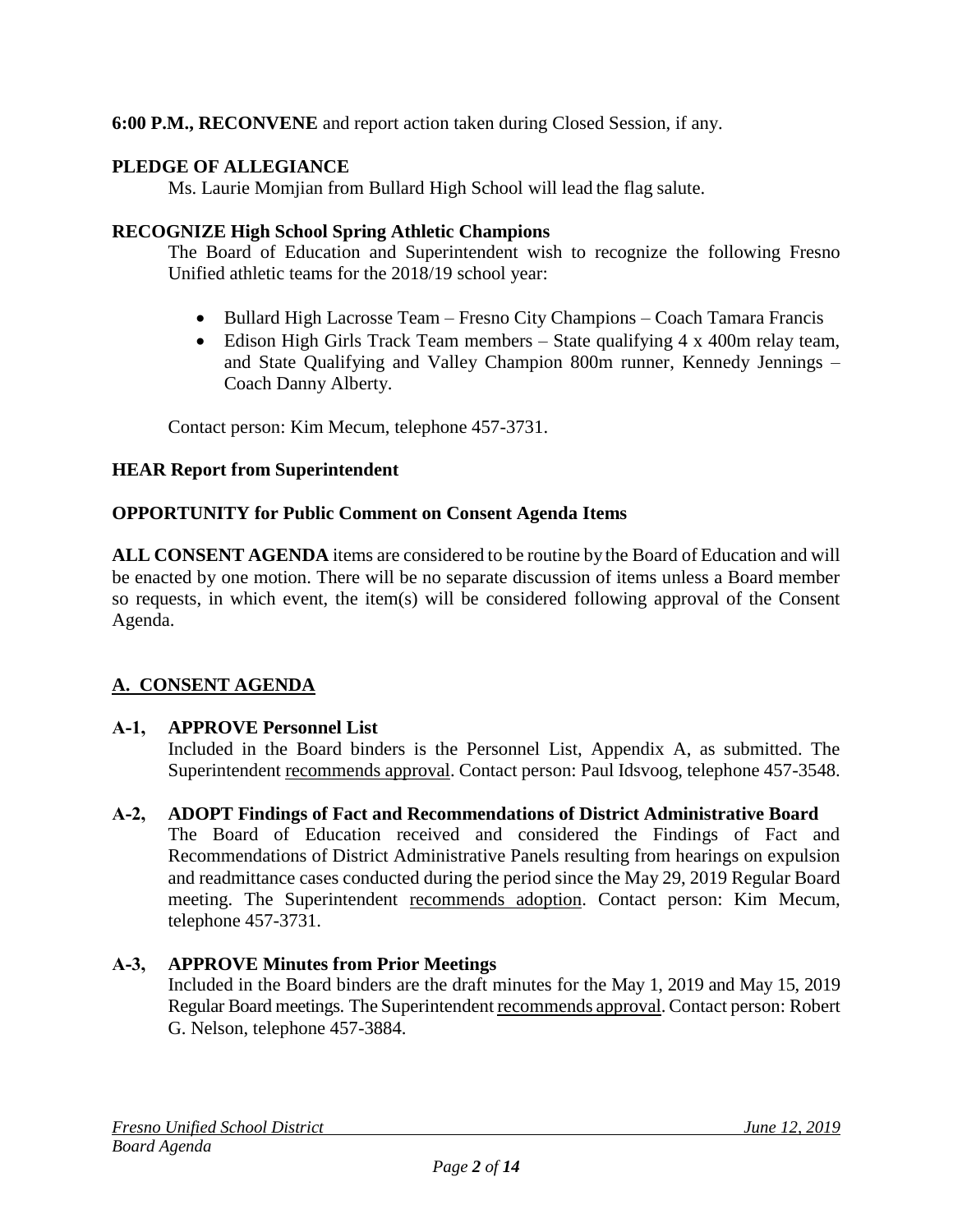**6:00 P.M., RECONVENE** and report action taken during Closed Session, if any.

**PLEDGE OF ALLEGIANCE**

Ms. Laurie Momjian from Bullard High School will lead the flag salute.

**RECOGNIZE High School Spring Athletic Champions**

The Board of Education and Superintendent wish to recognize the following Fresno Unified athletic teams for the 2018/19 school year:

- Bullard High Lacrosse Team – Fresno City Champions – Coach Tamara Francis
- Edison High Girls Track Team members – State qualifying 4 x 400m relay team, and State Qualifying and Valley Champion 800m runner, Kennedy Jennings – Coach Danny Alberty.

Contact person: Kim Mecum, telephone 457-3731.

**HEAR Report from Superintendent**

**OPPORTUNITY for Public Comment on Consent Agenda Items**

**ALL CONSENT AGENDA** items are considered to be routine by the Board of Education and will be enacted by one motion. There will be no separate discussion of items unless a Board member so requests, in which event, the item(s) will be considered following approval of the Consent Agenda.

## A. CONSENT AGENDA

**A-1, APPROVE Personnel List**

Included in the Board binders is the Personnel List, Appendix A, as submitted. The Superintendent recommends approval. Contact person: Paul Idsvoog, telephone 457-3548.

**A-2, ADOPT Findings of Fact and Recommendations of District Administrative Board**

The Board of Education received and considered the Findings of Fact and Recommendations of District Administrative Panels resulting from hearings on expulsion and readmittance cases conducted during the period since the May 29, 2019 Regular Board meeting. The Superintendent recommends adoption. Contact person: Kim Mecum, telephone 457-3731.

**A-3, APPROVE Minutes from Prior Meetings**

Included in the Board binders are the draft minutes for the May 1, 2019 and May 15, 2019 Regular Board meetings. The Superintendent recommends approval. Contact person: Robert G. Nelson, telephone 457-3884.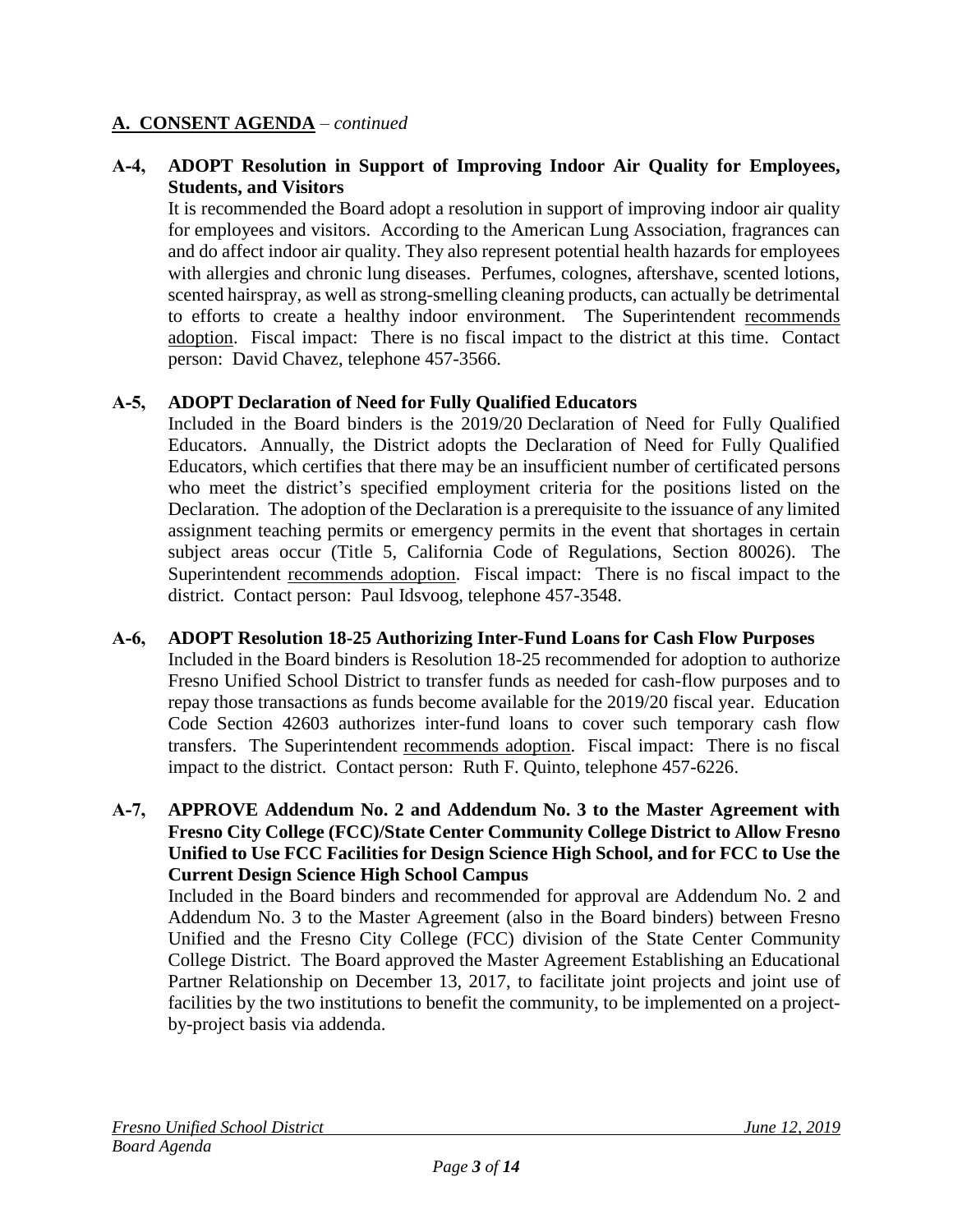## A. CONSENT AGENDA – *continued*

**A-4, ADOPT Resolution in Support of Improving Indoor Air Quality for Employees, Students, and Visitors**

It is recommended the Board adopt a resolution in support of improving indoor air quality for employees and visitors. According to the American Lung Association, fragrances can and do affect indoor air quality. They also represent potential health hazards for employees with allergies and chronic lung diseases. Perfumes, colognes, aftershave, scented lotions, scented hairspray, as well as strong-smelling cleaning products, can actually be detrimental to efforts to create a healthy indoor environment. The Superintendent recommends adoption. Fiscal impact: There is no fiscal impact to the district at this time. Contact person: David Chavez, telephone 457-3566.

**A-5, ADOPT Declaration of Need for Fully Qualified Educators**

Included in the Board binders is the 2019/20 Declaration of Need for Fully Qualified Educators. Annually, the District adopts the Declaration of Need for Fully Qualified Educators, which certifies that there may be an insufficient number of certificated persons who meet the district's specified employment criteria for the positions listed on the Declaration. The adoption of the Declaration is a prerequisite to the issuance of any limited assignment teaching permits or emergency permits in the event that shortages in certain subject areas occur (Title 5, California Code of Regulations, Section 80026). The Superintendent recommends adoption. Fiscal impact: There is no fiscal impact to the district. Contact person: Paul Idsvoog, telephone 457-3548.

**A-6, ADOPT Resolution 18-25 Authorizing Inter-Fund Loans for Cash Flow Purposes**

Included in the Board binders is Resolution 18-25 recommended for adoption to authorize Fresno Unified School District to transfer funds as needed for cash-flow purposes and to repay those transactions as funds become available for the 2019/20 fiscal year. Education Code Section 42603 authorizes inter-fund loans to cover such temporary cash flow transfers. The Superintendent recommends adoption. Fiscal impact: There is no fiscal impact to the district. Contact person: Ruth F. Quinto, telephone 457-6226.

**A-7, APPROVE Addendum No. 2 and Addendum No. 3 to the Master Agreement with Fresno City College (FCC)/State Center Community College District to Allow Fresno Unified to Use FCC Facilities for Design Science High School, and for FCC to Use the Current Design Science High School Campus**

Included in the Board binders and recommended for approval are Addendum No. 2 and Addendum No. 3 to the Master Agreement (also in the Board binders) between Fresno Unified and the Fresno City College (FCC) division of the State Center Community College District. The Board approved the Master Agreement Establishing an Educational Partner Relationship on December 13, 2017, to facilitate joint projects and joint use of facilities by the two institutions to benefit the community, to be implemented on a project-by-project basis via addenda.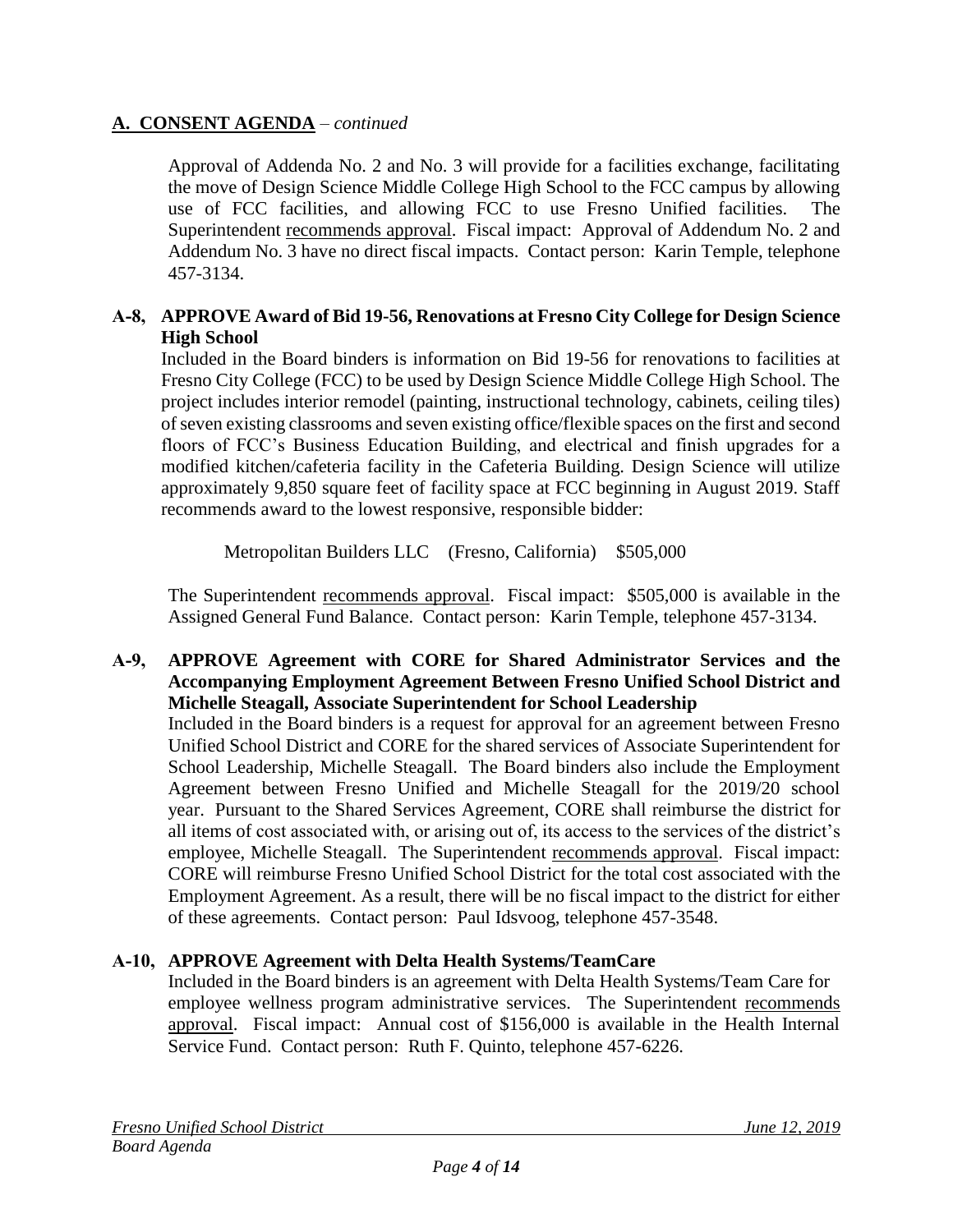## A. CONSENT AGENDA – *continued*

Approval of Addenda No. 2 and No. 3 will provide for a facilities exchange, facilitating the move of Design Science Middle College High School to the FCC campus by allowing use of FCC facilities, and allowing FCC to use Fresno Unified facilities. The Superintendent recommends approval. Fiscal impact: Approval of Addendum No. 2 and Addendum No. 3 have no direct fiscal impacts. Contact person: Karin Temple, telephone 457-3134.

**A-8, APPROVE Award of Bid 19-56, Renovations at Fresno City College for Design Science High School**

Included in the Board binders is information on Bid 19-56 for renovations to facilities at Fresno City College (FCC) to be used by Design Science Middle College High School. The project includes interior remodel (painting, instructional technology, cabinets, ceiling tiles) of seven existing classrooms and seven existing office/flexible spaces on the first and second floors of FCC's Business Education Building, and electrical and finish upgrades for a modified kitchen/cafeteria facility in the Cafeteria Building. Design Science will utilize approximately 9,850 square feet of facility space at FCC beginning in August 2019. Staff recommends award to the lowest responsive, responsible bidder:

Metropolitan Builders LLC (Fresno, California) $505,000

The Superintendent recommends approval. Fiscal impact: $505,000 is available in the Assigned General Fund Balance. Contact person: Karin Temple, telephone 457-3134.

**A-9, APPROVE Agreement with CORE for Shared Administrator Services and the Accompanying Employment Agreement Between Fresno Unified School District and Michelle Steagall, Associate Superintendent for School Leadership**

Included in the Board binders is a request for approval for an agreement between Fresno Unified School District and CORE for the shared services of Associate Superintendent for School Leadership, Michelle Steagall. The Board binders also include the Employment Agreement between Fresno Unified and Michelle Steagall for the 2019/20 school year. Pursuant to the Shared Services Agreement, CORE shall reimburse the district for all items of cost associated with, or arising out of, its access to the services of the district's employee, Michelle Steagall. The Superintendent recommends approval. Fiscal impact: CORE will reimburse Fresno Unified School District for the total cost associated with the Employment Agreement. As a result, there will be no fiscal impact to the district for either of these agreements. Contact person: Paul Idsvoog, telephone 457-3548.

**A-10, APPROVE Agreement with Delta Health Systems/TeamCare**

Included in the Board binders is an agreement with Delta Health Systems/Team Care for employee wellness program administrative services. The Superintendent recommends approval. Fiscal impact: Annual cost of $156,000 is available in the Health Internal Service Fund. Contact person: Ruth F. Quinto, telephone 457-6226.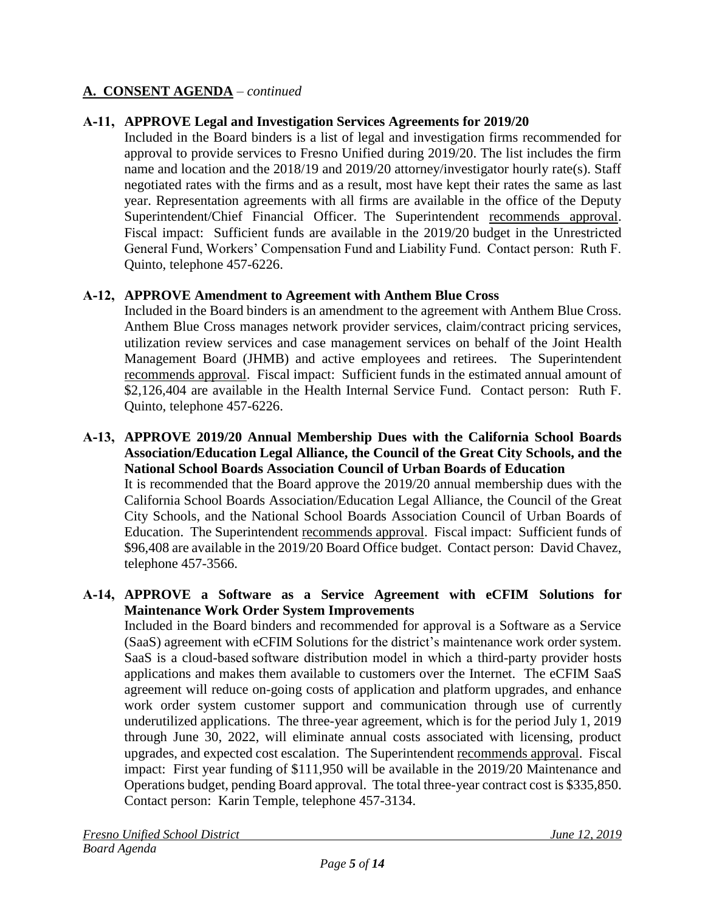## **A. CONSENT AGENDA** – *continued*

**A-11, APPROVE Legal and Investigation Services Agreements for 2019/20**

Included in the Board binders is a list of legal and investigation firms recommended for approval to provide services to Fresno Unified during 2019/20. The list includes the firm name and location and the 2018/19 and 2019/20 attorney/investigator hourly rate(s). Staff negotiated rates with the firms and as a result, most have kept their rates the same as last year. Representation agreements with all firms are available in the office of the Deputy Superintendent/Chief Financial Officer. The Superintendent recommends approval. Fiscal impact: Sufficient funds are available in the 2019/20 budget in the Unrestricted General Fund, Workers' Compensation Fund and Liability Fund. Contact person: Ruth F. Quinto, telephone 457-6226.

**A-12, APPROVE Amendment to Agreement with Anthem Blue Cross**

Included in the Board binders is an amendment to the agreement with Anthem Blue Cross. Anthem Blue Cross manages network provider services, claim/contract pricing services, utilization review services and case management services on behalf of the Joint Health Management Board (JHMB) and active employees and retirees. The Superintendent recommends approval. Fiscal impact: Sufficient funds in the estimated annual amount of $2,126,404 are available in the Health Internal Service Fund. Contact person: Ruth F. Quinto, telephone 457-6226.

**A-13, APPROVE 2019/20 Annual Membership Dues with the California School Boards Association/Education Legal Alliance, the Council of the Great City Schools, and the National School Boards Association Council of Urban Boards of Education**

It is recommended that the Board approve the 2019/20 annual membership dues with the California School Boards Association/Education Legal Alliance, the Council of the Great City Schools, and the National School Boards Association Council of Urban Boards of Education. The Superintendent recommends approval. Fiscal impact: Sufficient funds of $96,408 are available in the 2019/20 Board Office budget. Contact person: David Chavez, telephone 457-3566.

**A-14, APPROVE a Software as a Service Agreement with eCFIM Solutions for Maintenance Work Order System Improvements**

Included in the Board binders and recommended for approval is a Software as a Service (SaaS) agreement with eCFIM Solutions for the district's maintenance work order system. SaaS is a cloud-based software distribution model in which a third-party provider hosts applications and makes them available to customers over the Internet. The eCFIM SaaS agreement will reduce on-going costs of application and platform upgrades, and enhance work order system customer support and communication through use of currently underutilized applications. The three-year agreement, which is for the period July 1, 2019 through June 30, 2022, will eliminate annual costs associated with licensing, product upgrades, and expected cost escalation. The Superintendent recommends approval. Fiscal impact: First year funding of $111,950 will be available in the 2019/20 Maintenance and Operations budget, pending Board approval. The total three-year contract cost is $335,850. Contact person: Karin Temple, telephone 457-3134.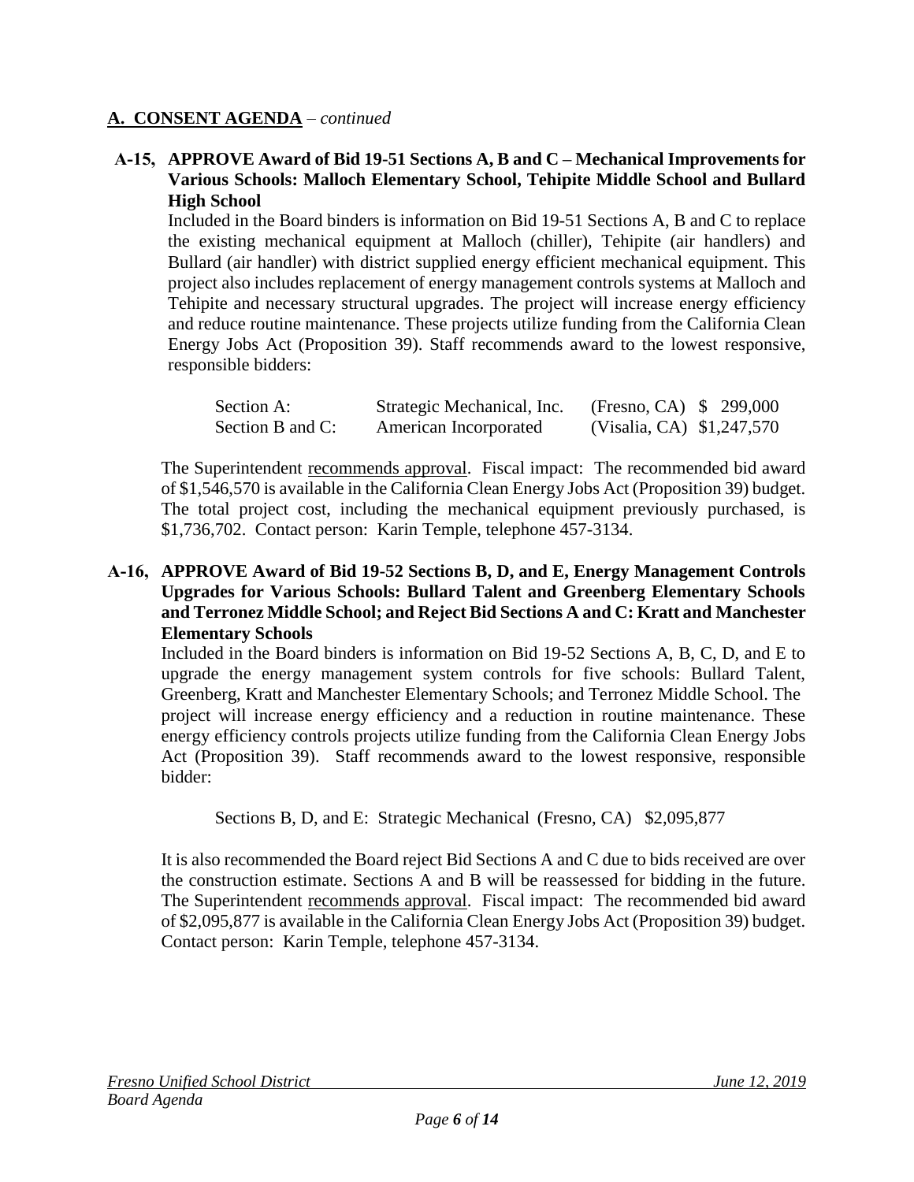**A. CONSENT AGENDA** – *continued*

**A-15, APPROVE Award of Bid 19-51 Sections A, B and C – Mechanical Improvements for Various Schools: Malloch Elementary School, Tehipite Middle School and Bullard High School**

Included in the Board binders is information on Bid 19-51 Sections A, B and C to replace the existing mechanical equipment at Malloch (chiller), Tehipite (air handlers) and Bullard (air handler) with district supplied energy efficient mechanical equipment. This project also includes replacement of energy management controls systems at Malloch and Tehipite and necessary structural upgrades. The project will increase energy efficiency and reduce routine maintenance. These projects utilize funding from the California Clean Energy Jobs Act (Proposition 39). Staff recommends award to the lowest responsive, responsible bidders:

| | | | |
|---|---|---|---|
| Section A: | Strategic Mechanical, Inc. | (Fresno, CA) | $ 299,000 |
| Section B and C: | American Incorporated | (Visalia, CA) | $1,247,570 |

The Superintendent recommends approval. Fiscal impact: The recommended bid award of $1,546,570 is available in the California Clean Energy Jobs Act (Proposition 39) budget. The total project cost, including the mechanical equipment previously purchased, is $1,736,702. Contact person: Karin Temple, telephone 457-3134.

**A-16, APPROVE Award of Bid 19-52 Sections B, D, and E, Energy Management Controls Upgrades for Various Schools: Bullard Talent and Greenberg Elementary Schools and Terronez Middle School; and Reject Bid Sections A and C: Kratt and Manchester Elementary Schools**

Included in the Board binders is information on Bid 19-52 Sections A, B, C, D, and E to upgrade the energy management system controls for five schools: Bullard Talent, Greenberg, Kratt and Manchester Elementary Schools; and Terronez Middle School. The project will increase energy efficiency and a reduction in routine maintenance. These energy efficiency controls projects utilize funding from the California Clean Energy Jobs Act (Proposition 39). Staff recommends award to the lowest responsive, responsible bidder:

Sections B, D, and E: Strategic Mechanical (Fresno, CA) $2,095,877

It is also recommended the Board reject Bid Sections A and C due to bids received are over the construction estimate. Sections A and B will be reassessed for bidding in the future. The Superintendent recommends approval. Fiscal impact: The recommended bid award of $2,095,877 is available in the California Clean Energy Jobs Act (Proposition 39) budget. Contact person: Karin Temple, telephone 457-3134.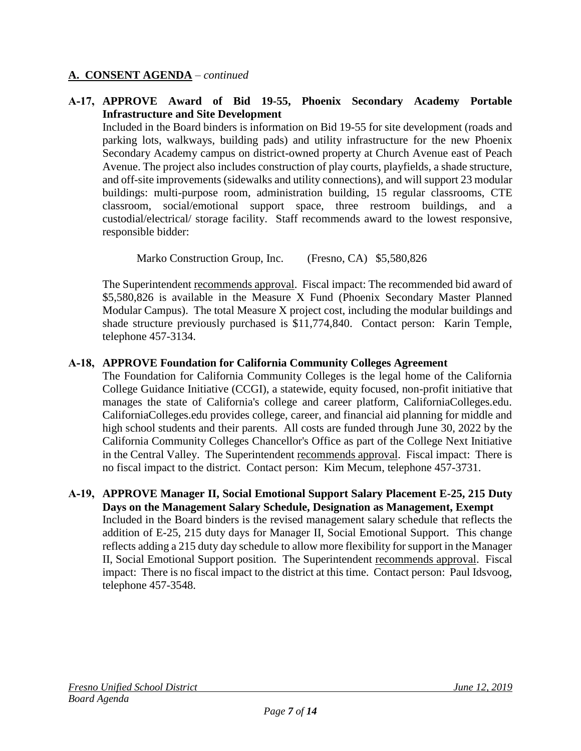## A. CONSENT AGENDA – *continued*

**A-17, APPROVE Award of Bid 19-55, Phoenix Secondary Academy Portable Infrastructure and Site Development**

Included in the Board binders is information on Bid 19-55 for site development (roads and parking lots, walkways, building pads) and utility infrastructure for the new Phoenix Secondary Academy campus on district-owned property at Church Avenue east of Peach Avenue. The project also includes construction of play courts, playfields, a shade structure, and off-site improvements (sidewalks and utility connections), and will support 23 modular buildings: multi-purpose room, administration building, 15 regular classrooms, CTE classroom, social/emotional support space, three restroom buildings, and a custodial/electrical/ storage facility. Staff recommends award to the lowest responsive, responsible bidder:

Marko Construction Group, Inc. (Fresno, CA) $5,580,826

The Superintendent recommends approval. Fiscal impact: The recommended bid award of $5,580,826 is available in the Measure X Fund (Phoenix Secondary Master Planned Modular Campus). The total Measure X project cost, including the modular buildings and shade structure previously purchased is $11,774,840. Contact person: Karin Temple, telephone 457-3134.

**A-18, APPROVE Foundation for California Community Colleges Agreement**

The Foundation for California Community Colleges is the legal home of the California College Guidance Initiative (CCGI), a statewide, equity focused, non-profit initiative that manages the state of California's college and career platform, CaliforniaColleges.edu. CaliforniaColleges.edu provides college, career, and financial aid planning for middle and high school students and their parents. All costs are funded through June 30, 2022 by the California Community Colleges Chancellor's Office as part of the College Next Initiative in the Central Valley. The Superintendent recommends approval. Fiscal impact: There is no fiscal impact to the district. Contact person: Kim Mecum, telephone 457-3731.

**A-19, APPROVE Manager II, Social Emotional Support Salary Placement E-25, 215 Duty Days on the Management Salary Schedule, Designation as Management, Exempt**

Included in the Board binders is the revised management salary schedule that reflects the addition of E-25, 215 duty days for Manager II, Social Emotional Support. This change reflects adding a 215 duty day schedule to allow more flexibility for support in the Manager II, Social Emotional Support position. The Superintendent recommends approval. Fiscal impact: There is no fiscal impact to the district at this time. Contact person: Paul Idsvoog, telephone 457-3548.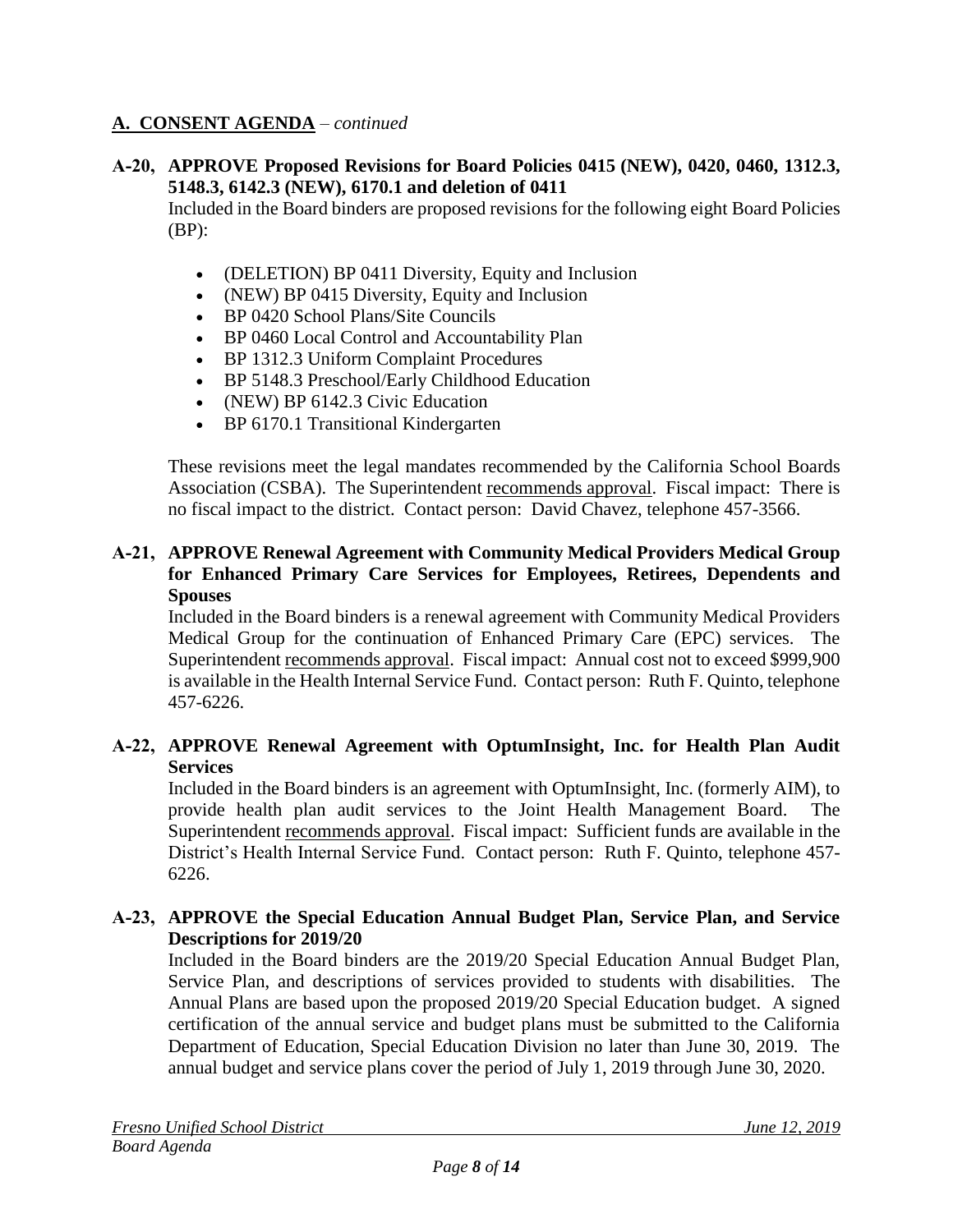## A. CONSENT AGENDA – *continued*

**A-20, APPROVE Proposed Revisions for Board Policies 0415 (NEW), 0420, 0460, 1312.3, 5148.3, 6142.3 (NEW), 6170.1 and deletion of 0411**

Included in the Board binders are proposed revisions for the following eight Board Policies (BP):

- (DELETION) BP 0411 Diversity, Equity and Inclusion
- (NEW) BP 0415 Diversity, Equity and Inclusion
- BP 0420 School Plans/Site Councils
- BP 0460 Local Control and Accountability Plan
- BP 1312.3 Uniform Complaint Procedures
- BP 5148.3 Preschool/Early Childhood Education
- (NEW) BP 6142.3 Civic Education
- BP 6170.1 Transitional Kindergarten

These revisions meet the legal mandates recommended by the California School Boards Association (CSBA). The Superintendent recommends approval. Fiscal impact: There is no fiscal impact to the district. Contact person: David Chavez, telephone 457-3566.

**A-21, APPROVE Renewal Agreement with Community Medical Providers Medical Group for Enhanced Primary Care Services for Employees, Retirees, Dependents and Spouses**

Included in the Board binders is a renewal agreement with Community Medical Providers Medical Group for the continuation of Enhanced Primary Care (EPC) services. The Superintendent recommends approval. Fiscal impact: Annual cost not to exceed $999,900 is available in the Health Internal Service Fund. Contact person: Ruth F. Quinto, telephone 457-6226.

**A-22, APPROVE Renewal Agreement with OptumInsight, Inc. for Health Plan Audit Services**

Included in the Board binders is an agreement with OptumInsight, Inc. (formerly AIM), to provide health plan audit services to the Joint Health Management Board. The Superintendent recommends approval. Fiscal impact: Sufficient funds are available in the District's Health Internal Service Fund. Contact person: Ruth F. Quinto, telephone 457-6226.

**A-23, APPROVE the Special Education Annual Budget Plan, Service Plan, and Service Descriptions for 2019/20**

Included in the Board binders are the 2019/20 Special Education Annual Budget Plan, Service Plan, and descriptions of services provided to students with disabilities. The Annual Plans are based upon the proposed 2019/20 Special Education budget. A signed certification of the annual service and budget plans must be submitted to the California Department of Education, Special Education Division no later than June 30, 2019. The annual budget and service plans cover the period of July 1, 2019 through June 30, 2020.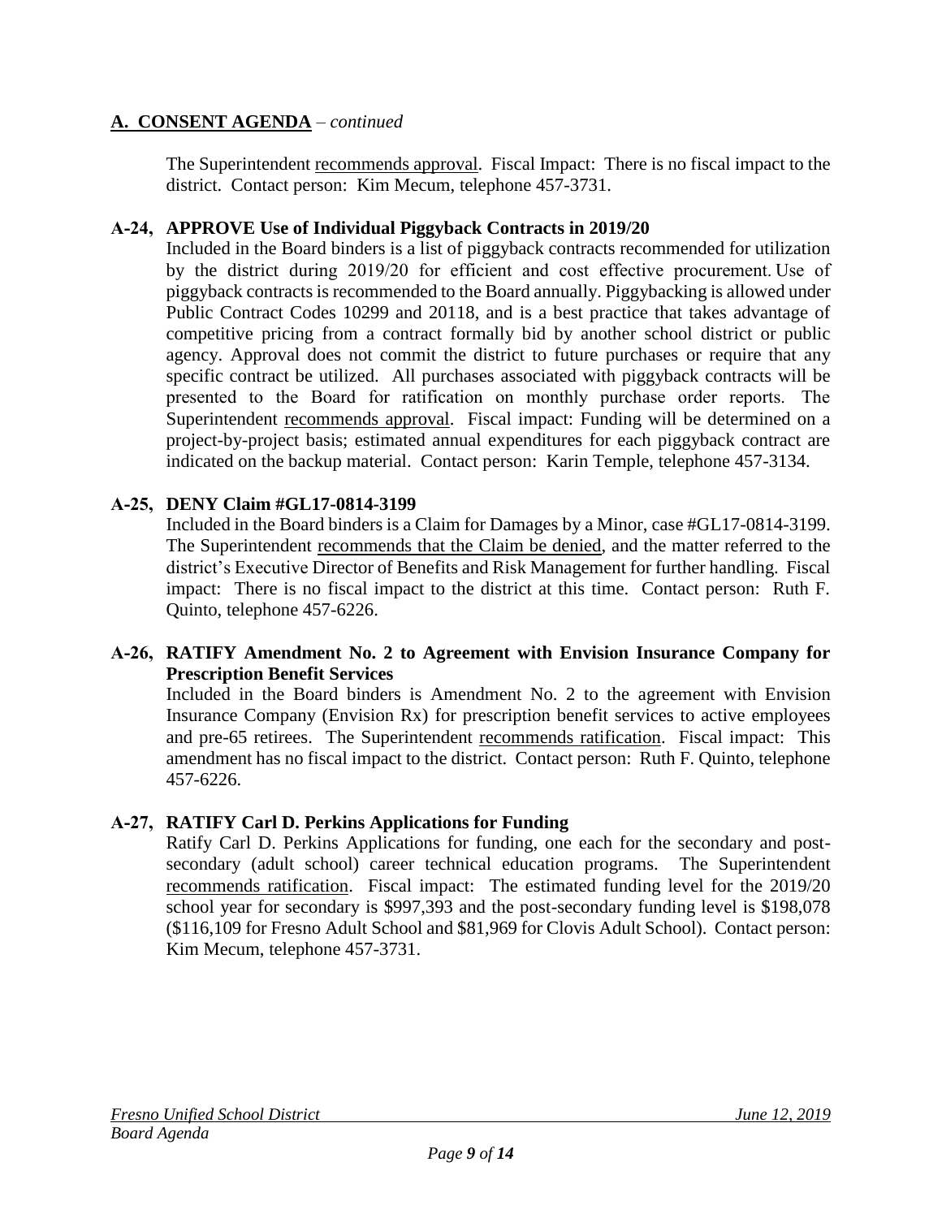## A. CONSENT AGENDA – *continued*

The Superintendent recommends approval. Fiscal Impact: There is no fiscal impact to the district. Contact person: Kim Mecum, telephone 457-3731.

**A-24, APPROVE Use of Individual Piggyback Contracts in 2019/20**

Included in the Board binders is a list of piggyback contracts recommended for utilization by the district during 2019/20 for efficient and cost effective procurement. Use of piggyback contracts is recommended to the Board annually. Piggybacking is allowed under Public Contract Codes 10299 and 20118, and is a best practice that takes advantage of competitive pricing from a contract formally bid by another school district or public agency. Approval does not commit the district to future purchases or require that any specific contract be utilized. All purchases associated with piggyback contracts will be presented to the Board for ratification on monthly purchase order reports. The Superintendent recommends approval. Fiscal impact: Funding will be determined on a project-by-project basis; estimated annual expenditures for each piggyback contract are indicated on the backup material. Contact person: Karin Temple, telephone 457-3134.

**A-25, DENY Claim #GL17-0814-3199**

Included in the Board binders is a Claim for Damages by a Minor, case #GL17-0814-3199. The Superintendent recommends that the Claim be denied, and the matter referred to the district's Executive Director of Benefits and Risk Management for further handling. Fiscal impact: There is no fiscal impact to the district at this time. Contact person: Ruth F. Quinto, telephone 457-6226.

**A-26, RATIFY Amendment No. 2 to Agreement with Envision Insurance Company for Prescription Benefit Services**

Included in the Board binders is Amendment No. 2 to the agreement with Envision Insurance Company (Envision Rx) for prescription benefit services to active employees and pre-65 retirees. The Superintendent recommends ratification. Fiscal impact: This amendment has no fiscal impact to the district. Contact person: Ruth F. Quinto, telephone 457-6226.

**A-27, RATIFY Carl D. Perkins Applications for Funding**

Ratify Carl D. Perkins Applications for funding, one each for the secondary and post-secondary (adult school) career technical education programs. The Superintendent recommends ratification. Fiscal impact: The estimated funding level for the 2019/20 school year for secondary is $997,393 and the post-secondary funding level is $198,078 ($116,109 for Fresno Adult School and $81,969 for Clovis Adult School). Contact person: Kim Mecum, telephone 457-3731.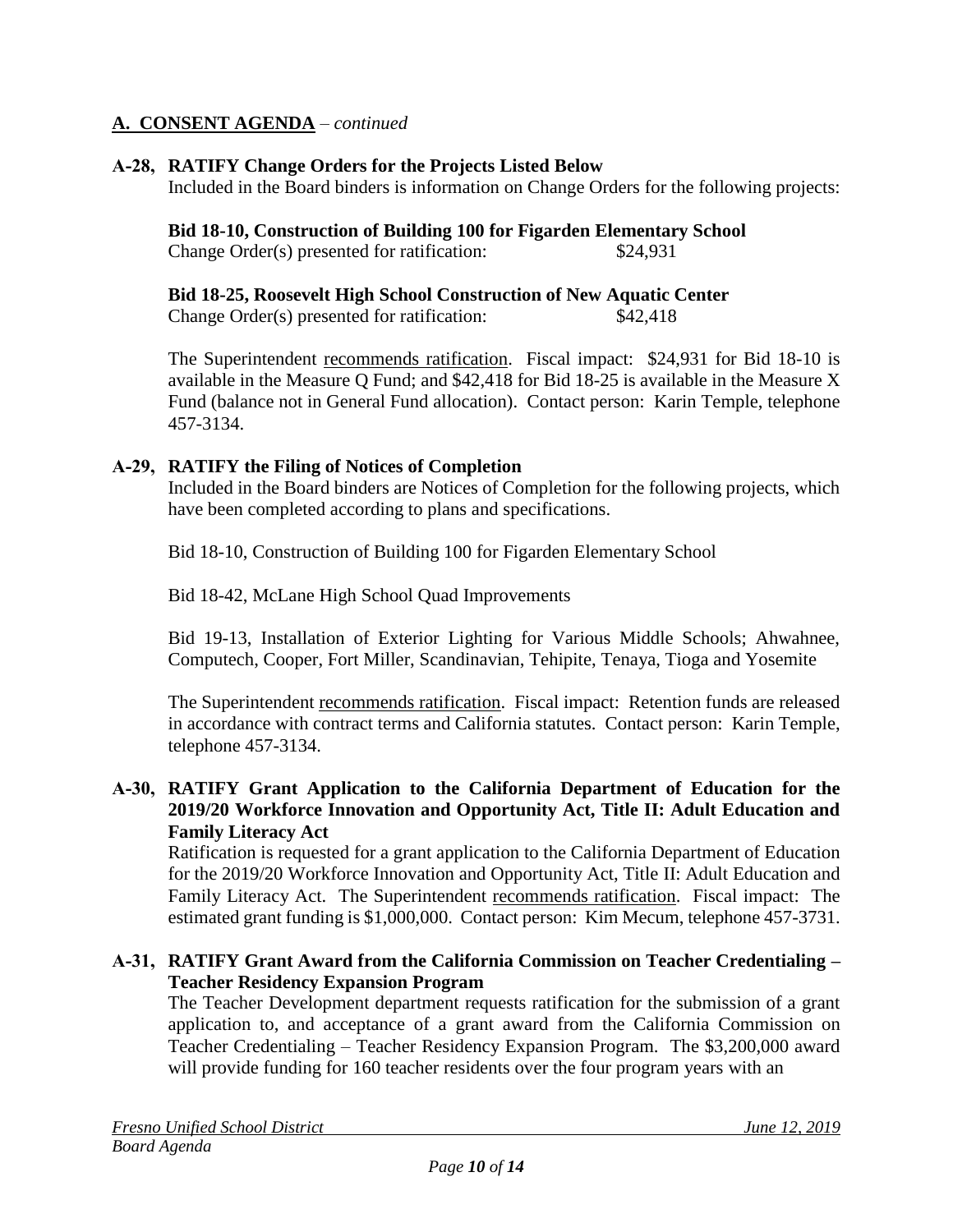## A. CONSENT AGENDA – *continued*

### A-28, RATIFY Change Orders for the Projects Listed Below

Included in the Board binders is information on Change Orders for the following projects:

**Bid 18-10, Construction of Building 100 for Figarden Elementary School**
Change Order(s) presented for ratification: $24,931

**Bid 18-25, Roosevelt High School Construction of New Aquatic Center**
Change Order(s) presented for ratification: $42,418

The Superintendent recommends ratification. Fiscal impact: $24,931 for Bid 18-10 is available in the Measure Q Fund; and $42,418 for Bid 18-25 is available in the Measure X Fund (balance not in General Fund allocation). Contact person: Karin Temple, telephone 457-3134.

### A-29, RATIFY the Filing of Notices of Completion

Included in the Board binders are Notices of Completion for the following projects, which have been completed according to plans and specifications.

Bid 18-10, Construction of Building 100 for Figarden Elementary School

Bid 18-42, McLane High School Quad Improvements

Bid 19-13, Installation of Exterior Lighting for Various Middle Schools; Ahwahnee, Computech, Cooper, Fort Miller, Scandinavian, Tehipite, Tenaya, Tioga and Yosemite

The Superintendent recommends ratification. Fiscal impact: Retention funds are released in accordance with contract terms and California statutes. Contact person: Karin Temple, telephone 457-3134.

### A-30, RATIFY Grant Application to the California Department of Education for the 2019/20 Workforce Innovation and Opportunity Act, Title II: Adult Education and Family Literacy Act

Ratification is requested for a grant application to the California Department of Education for the 2019/20 Workforce Innovation and Opportunity Act, Title II: Adult Education and Family Literacy Act. The Superintendent recommends ratification. Fiscal impact: The estimated grant funding is $1,000,000. Contact person: Kim Mecum, telephone 457-3731.

### A-31, RATIFY Grant Award from the California Commission on Teacher Credentialing – Teacher Residency Expansion Program

The Teacher Development department requests ratification for the submission of a grant application to, and acceptance of a grant award from the California Commission on Teacher Credentialing – Teacher Residency Expansion Program. The $3,200,000 award will provide funding for 160 teacher residents over the four program years with an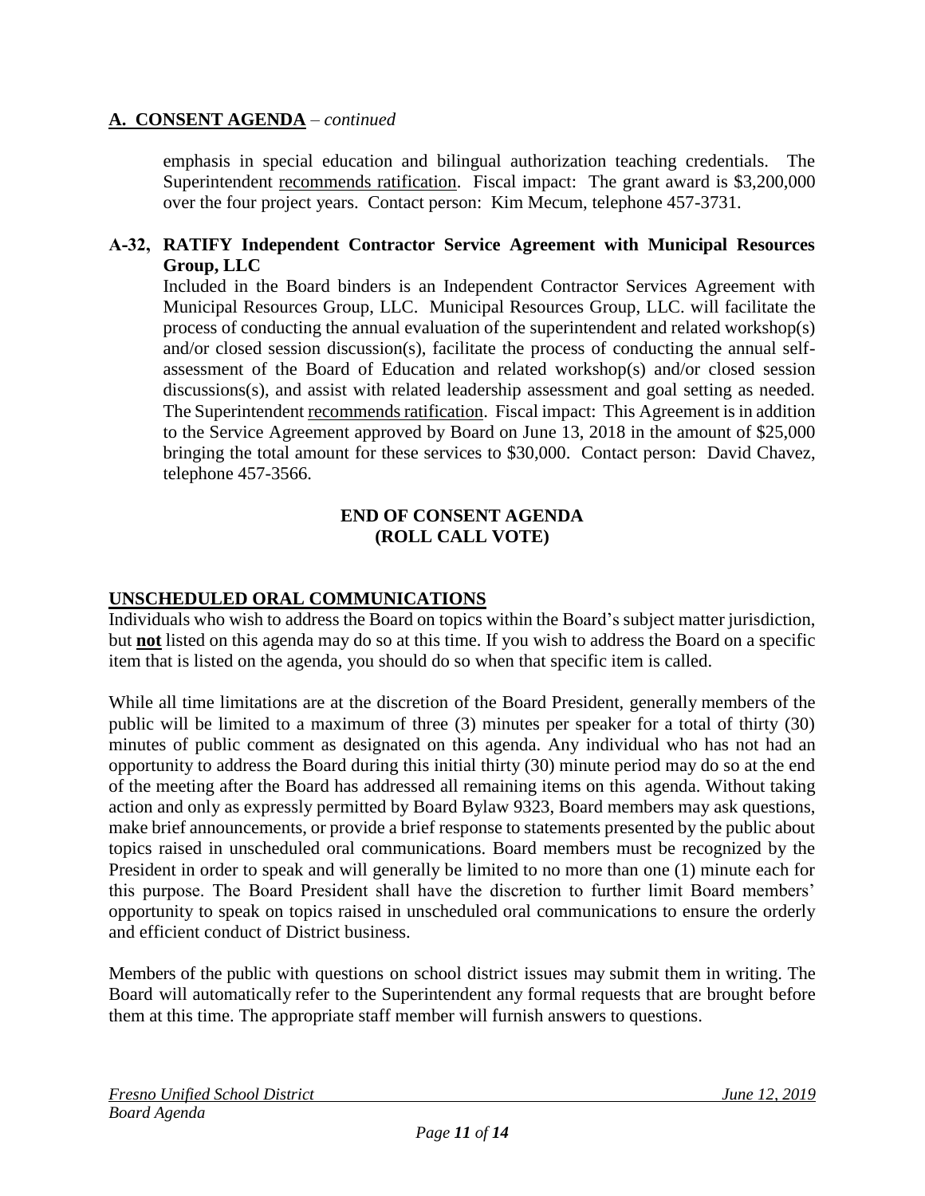## A. CONSENT AGENDA – *continued*

emphasis in special education and bilingual authorization teaching credentials. The Superintendent recommends ratification. Fiscal impact: The grant award is $3,200,000 over the four project years. Contact person: Kim Mecum, telephone 457-3731.

**A-32, RATIFY Independent Contractor Service Agreement with Municipal Resources Group, LLC**

Included in the Board binders is an Independent Contractor Services Agreement with Municipal Resources Group, LLC. Municipal Resources Group, LLC. will facilitate the process of conducting the annual evaluation of the superintendent and related workshop(s) and/or closed session discussion(s), facilitate the process of conducting the annual self-assessment of the Board of Education and related workshop(s) and/or closed session discussions(s), and assist with related leadership assessment and goal setting as needed. The Superintendent recommends ratification. Fiscal impact: This Agreement is in addition to the Service Agreement approved by Board on June 13, 2018 in the amount of $25,000 bringing the total amount for these services to $30,000. Contact person: David Chavez, telephone 457-3566.

**END OF CONSENT AGENDA**
**(ROLL CALL VOTE)**

## UNSCHEDULED ORAL COMMUNICATIONS

Individuals who wish to address the Board on topics within the Board's subject matter jurisdiction, but **not** listed on this agenda may do so at this time. If you wish to address the Board on a specific item that is listed on the agenda, you should do so when that specific item is called.

While all time limitations are at the discretion of the Board President, generally members of the public will be limited to a maximum of three (3) minutes per speaker for a total of thirty (30) minutes of public comment as designated on this agenda. Any individual who has not had an opportunity to address the Board during this initial thirty (30) minute period may do so at the end of the meeting after the Board has addressed all remaining items on this agenda. Without taking action and only as expressly permitted by Board Bylaw 9323, Board members may ask questions, make brief announcements, or provide a brief response to statements presented by the public about topics raised in unscheduled oral communications. Board members must be recognized by the President in order to speak and will generally be limited to no more than one (1) minute each for this purpose. The Board President shall have the discretion to further limit Board members' opportunity to speak on topics raised in unscheduled oral communications to ensure the orderly and efficient conduct of District business.

Members of the public with questions on school district issues may submit them in writing. The Board will automatically refer to the Superintendent any formal requests that are brought before them at this time. The appropriate staff member will furnish answers to questions.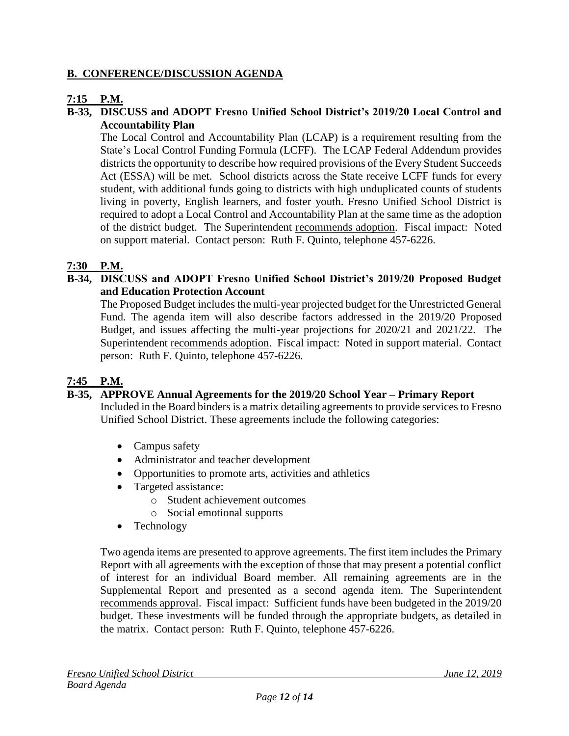## B. CONFERENCE/DISCUSSION AGENDA

**7:15 P.M.**

**B-33, DISCUSS and ADOPT Fresno Unified School District's 2019/20 Local Control and Accountability Plan**

The Local Control and Accountability Plan (LCAP) is a requirement resulting from the State's Local Control Funding Formula (LCFF). The LCAP Federal Addendum provides districts the opportunity to describe how required provisions of the Every Student Succeeds Act (ESSA) will be met. School districts across the State receive LCFF funds for every student, with additional funds going to districts with high unduplicated counts of students living in poverty, English learners, and foster youth. Fresno Unified School District is required to adopt a Local Control and Accountability Plan at the same time as the adoption of the district budget. The Superintendent recommends adoption. Fiscal impact: Noted on support material. Contact person: Ruth F. Quinto, telephone 457-6226.

**7:30 P.M.**

**B-34, DISCUSS and ADOPT Fresno Unified School District's 2019/20 Proposed Budget and Education Protection Account**

The Proposed Budget includes the multi-year projected budget for the Unrestricted General Fund. The agenda item will also describe factors addressed in the 2019/20 Proposed Budget, and issues affecting the multi-year projections for 2020/21 and 2021/22. The Superintendent recommends adoption. Fiscal impact: Noted in support material. Contact person: Ruth F. Quinto, telephone 457-6226.

**7:45 P.M.**

**B-35, APPROVE Annual Agreements for the 2019/20 School Year – Primary Report**

Included in the Board binders is a matrix detailing agreements to provide services to Fresno Unified School District. These agreements include the following categories:

- Campus safety
- Administrator and teacher development
- Opportunities to promote arts, activities and athletics
- Targeted assistance:
  - Student achievement outcomes
  - Social emotional supports
- Technology

Two agenda items are presented to approve agreements. The first item includes the Primary Report with all agreements with the exception of those that may present a potential conflict of interest for an individual Board member. All remaining agreements are in the Supplemental Report and presented as a second agenda item. The Superintendent recommends approval. Fiscal impact: Sufficient funds have been budgeted in the 2019/20 budget. These investments will be funded through the appropriate budgets, as detailed in the matrix. Contact person: Ruth F. Quinto, telephone 457-6226.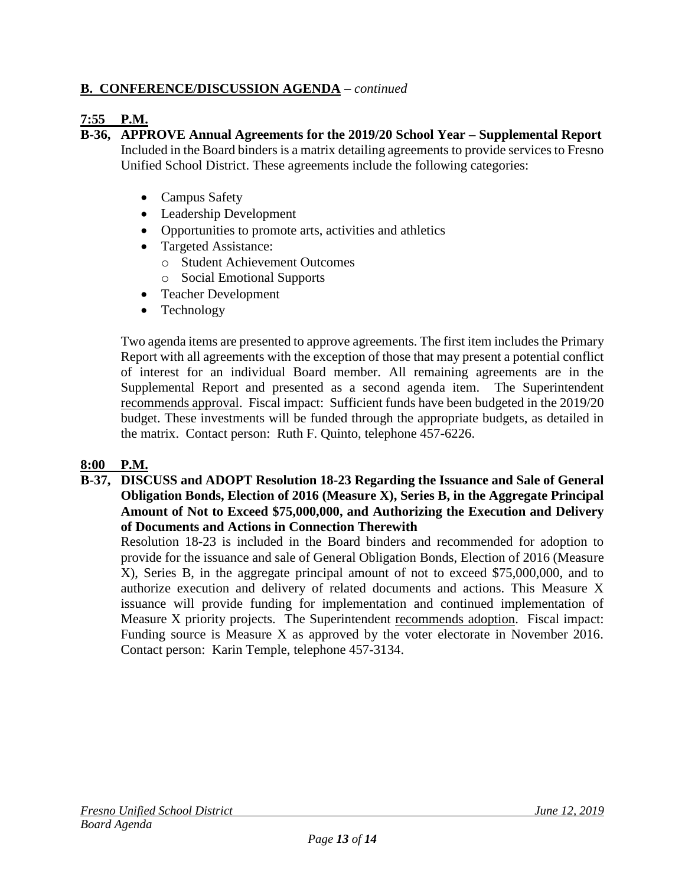## **B. CONFERENCE/DISCUSSION AGENDA** – *continued*

**7:55 P.M.**

**B-36, APPROVE Annual Agreements for the 2019/20 School Year – Supplemental Report**

Included in the Board binders is a matrix detailing agreements to provide services to Fresno Unified School District. These agreements include the following categories:

- Campus Safety
- Leadership Development
- Opportunities to promote arts, activities and athletics
- Targeted Assistance:
  - Student Achievement Outcomes
  - Social Emotional Supports
- Teacher Development
- Technology

Two agenda items are presented to approve agreements. The first item includes the Primary Report with all agreements with the exception of those that may present a potential conflict of interest for an individual Board member. All remaining agreements are in the Supplemental Report and presented as a second agenda item. The Superintendent recommends approval. Fiscal impact: Sufficient funds have been budgeted in the 2019/20 budget. These investments will be funded through the appropriate budgets, as detailed in the matrix. Contact person: Ruth F. Quinto, telephone 457-6226.

**8:00 P.M.**

**B-37, DISCUSS and ADOPT Resolution 18-23 Regarding the Issuance and Sale of General Obligation Bonds, Election of 2016 (Measure X), Series B, in the Aggregate Principal Amount of Not to Exceed $75,000,000, and Authorizing the Execution and Delivery of Documents and Actions in Connection Therewith**

Resolution 18-23 is included in the Board binders and recommended for adoption to provide for the issuance and sale of General Obligation Bonds, Election of 2016 (Measure X), Series B, in the aggregate principal amount of not to exceed $75,000,000, and to authorize execution and delivery of related documents and actions. This Measure X issuance will provide funding for implementation and continued implementation of Measure X priority projects. The Superintendent recommends adoption. Fiscal impact: Funding source is Measure X as approved by the voter electorate in November 2016. Contact person: Karin Temple, telephone 457-3134.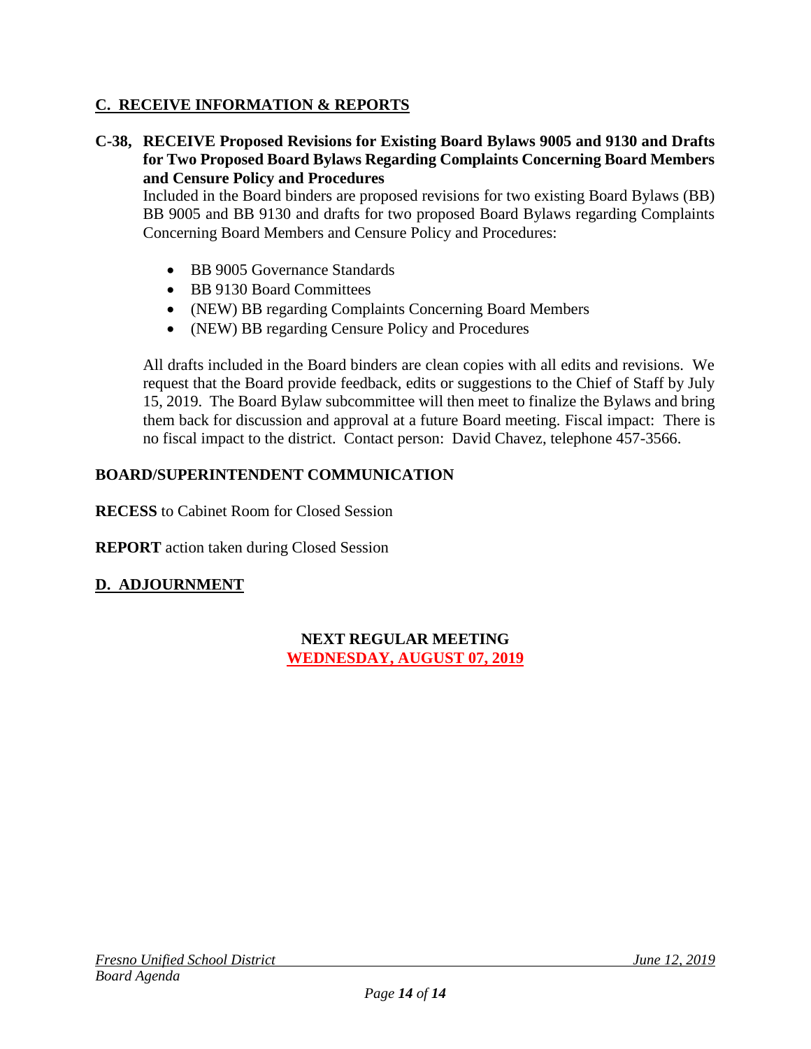## C. RECEIVE INFORMATION & REPORTS

**C-38, RECEIVE Proposed Revisions for Existing Board Bylaws 9005 and 9130 and Drafts for Two Proposed Board Bylaws Regarding Complaints Concerning Board Members and Censure Policy and Procedures**

Included in the Board binders are proposed revisions for two existing Board Bylaws (BB) BB 9005 and BB 9130 and drafts for two proposed Board Bylaws regarding Complaints Concerning Board Members and Censure Policy and Procedures:

- BB 9005 Governance Standards
- BB 9130 Board Committees
- (NEW) BB regarding Complaints Concerning Board Members
- (NEW) BB regarding Censure Policy and Procedures

All drafts included in the Board binders are clean copies with all edits and revisions. We request that the Board provide feedback, edits or suggestions to the Chief of Staff by July 15, 2019. The Board Bylaw subcommittee will then meet to finalize the Bylaws and bring them back for discussion and approval at a future Board meeting. Fiscal impact: There is no fiscal impact to the district. Contact person: David Chavez, telephone 457-3566.

**BOARD/SUPERINTENDENT COMMUNICATION**

**RECESS** to Cabinet Room for Closed Session

**REPORT** action taken during Closed Session

## D. ADJOURNMENT

**NEXT REGULAR MEETING**
**WEDNESDAY, AUGUST 07, 2019**